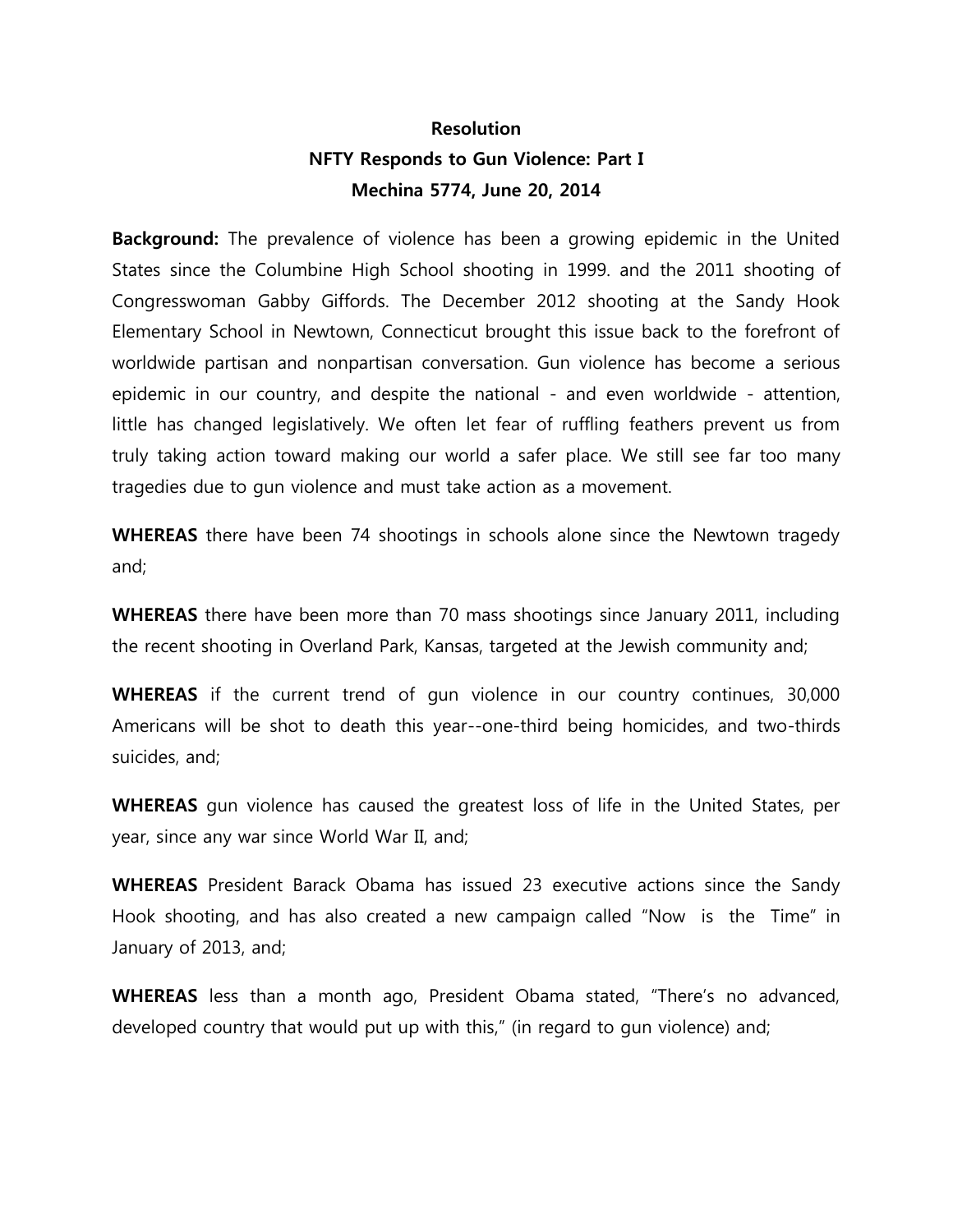**Resolution**

**NFTY Responds to Gun Violence: Part I**

**Mechina 5774, June 20, 2014**

**Background:** The prevalence of violence has been a growing epidemic in the United States since the Columbine High School shooting in 1999. and the 2011 shooting of Congresswoman Gabby Giffords. The December 2012 shooting at the Sandy Hook Elementary School in Newtown, Connecticut brought this issue back to the forefront of worldwide partisan and nonpartisan conversation. Gun violence has become a serious epidemic in our country, and despite the national - and even worldwide - attention, little has changed legislatively. We often let fear of ruffling feathers prevent us from truly taking action toward making our world a safer place. We still see far too many tragedies due to gun violence and must take action as a movement.

**WHEREAS** there have been 74 shootings in schools alone since the Newtown tragedy and;

**WHEREAS** there have been more than 70 mass shootings since January 2011, including the recent shooting in Overland Park, Kansas, targeted at the Jewish community and;

**WHEREAS** if the current trend of gun violence in our country continues, 30,000 Americans will be shot to death this year--one-third being homicides, and two-thirds suicides, and;

**WHEREAS** gun violence has caused the greatest loss of life in the United States, per year, since any war since World War II, and;

**WHEREAS** President Barack Obama has issued 23 executive actions since the Sandy Hook shooting, and has also created a new campaign called "Now is the Time" in January of 2013, and;

**WHEREAS** less than a month ago, President Obama stated, "There's no advanced, developed country that would put up with this," (in regard to gun violence) and;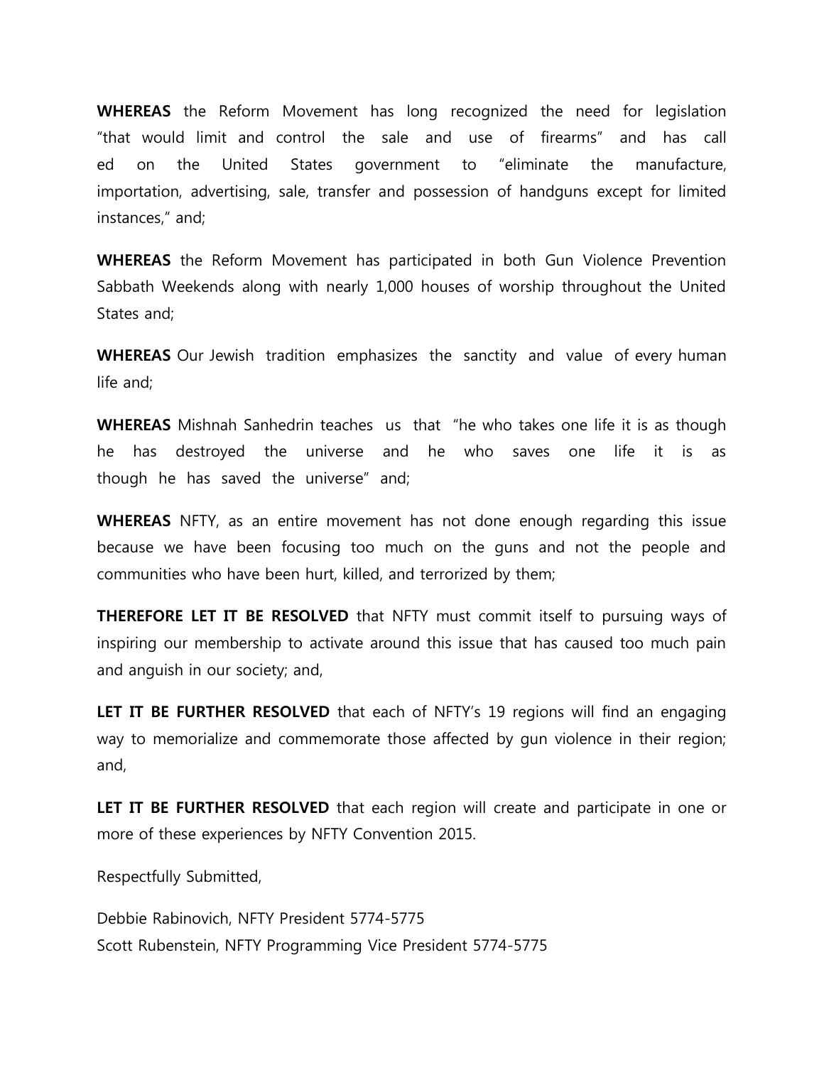**WHEREAS** the Reform Movement has long recognized the need for legislation "that would limit and control the sale and use of firearms" and has call ed on the United States government to "eliminate the manufacture, importation, advertising, sale, transfer and possession of handguns except for limited instances," and;

**WHEREAS** the Reform Movement has participated in both Gun Violence Prevention Sabbath Weekends along with nearly 1,000 houses of worship throughout the United States and;

**WHEREAS** Our Jewish tradition emphasizes the sanctity and value of every human life and;

**WHEREAS** Mishnah Sanhedrin teaches us that "he who takes one life it is as though he has destroyed the universe and he who saves one life it is as though he has saved the universe" and;

**WHEREAS** NFTY, as an entire movement has not done enough regarding this issue because we have been focusing too much on the guns and not the people and communities who have been hurt, killed, and terrorized by them;

**THEREFORE LET IT BE RESOLVED** that NFTY must commit itself to pursuing ways of inspiring our membership to activate around this issue that has caused too much pain and anguish in our society; and,

**LET IT BE FURTHER RESOLVED** that each of NFTY's 19 regions will find an engaging way to memorialize and commemorate those affected by gun violence in their region; and,

**LET IT BE FURTHER RESOLVED** that each region will create and participate in one or more of these experiences by NFTY Convention 2015.

Respectfully Submitted,

Debbie Rabinovich, NFTY President 5774-5775
Scott Rubenstein, NFTY Programming Vice President 5774-5775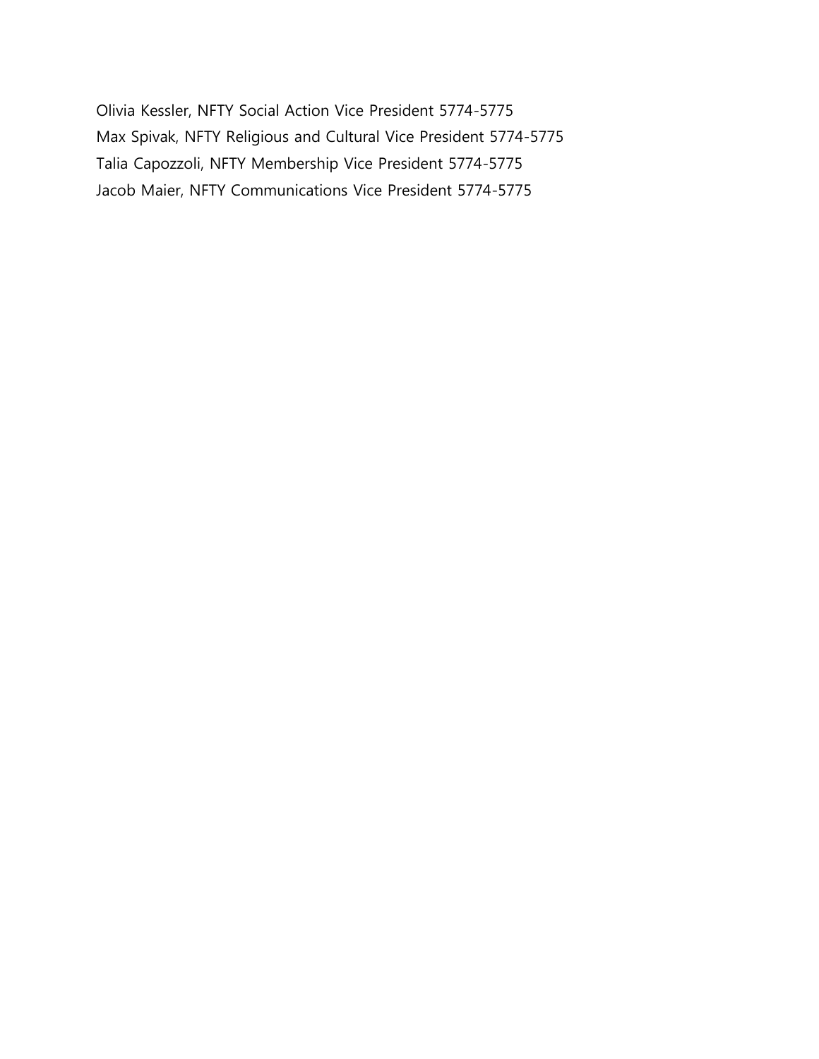Olivia Kessler, NFTY Social Action Vice President 5774-5775
Max Spivak, NFTY Religious and Cultural Vice President 5774-5775
Talia Capozzoli, NFTY Membership Vice President 5774-5775
Jacob Maier, NFTY Communications Vice President 5774-5775